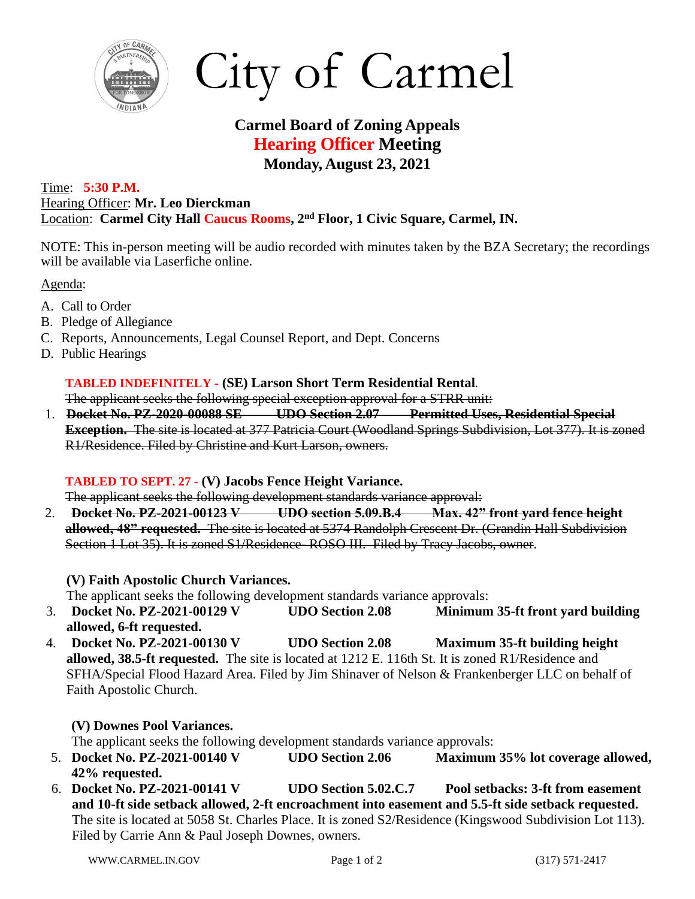# City of Carmel

## Carmel Board of Zoning Appeals
## Hearing Officer Meeting
### Monday, August 23, 2021

Time: **5:30 P.M.**
Hearing Officer: **Mr. Leo Dierckman**
Location: **Carmel City Hall Caucus Rooms, 2nd Floor, 1 Civic Square, Carmel, IN.**

NOTE: This in-person meeting will be audio recorded with minutes taken by the BZA Secretary; the recordings will be available via Laserfiche online.

Agenda:

A. Call to Order
B. Pledge of Allegiance
C. Reports, Announcements, Legal Counsel Report, and Dept. Concerns
D. Public Hearings

**TABLED INDEFINITELY - (SE) Larson Short Term Residential Rental**.
~~The applicant seeks the following special exception approval for a STRR unit:~~

1. ~~**Docket No. PZ-2020-00088 SE UDO Section 2.07 Permitted Uses, Residential Special Exception.** The site is located at 377 Patricia Court (Woodland Springs Subdivision, Lot 377). It is zoned R1/Residence. Filed by Christine and Kurt Larson, owners.~~

**TABLED TO SEPT. 27 - (V) Jacobs Fence Height Variance.**
~~The applicant seeks the following development standards variance approval:~~

2. ~~**Docket No. PZ-2021-00123 V UDO section 5.09.B.4 Max. 42" front yard fence height allowed, 48" requested.** The site is located at 5374 Randolph Crescent Dr. (Grandin Hall Subdivision Section 1 Lot 35). It is zoned S1/Residence- ROSO III. Filed by Tracy Jacobs, owner.~~

**(V) Faith Apostolic Church Variances.**
The applicant seeks the following development standards variance approvals:

3. **Docket No. PZ-2021-00129 V UDO Section 2.08 Minimum 35-ft front yard building allowed, 6-ft requested.**
4. **Docket No. PZ-2021-00130 V UDO Section 2.08 Maximum 35-ft building height allowed, 38.5-ft requested.** The site is located at 1212 E. 116th St. It is zoned R1/Residence and SFHA/Special Flood Hazard Area. Filed by Jim Shinaver of Nelson & Frankenberger LLC on behalf of Faith Apostolic Church.

**(V) Downes Pool Variances.**
The applicant seeks the following development standards variance approvals:

5. **Docket No. PZ-2021-00140 V UDO Section 2.06 Maximum 35% lot coverage allowed, 42% requested.**
6. **Docket No. PZ-2021-00141 V UDO Section 5.02.C.7 Pool setbacks: 3-ft from easement and 10-ft side setback allowed, 2-ft encroachment into easement and 5.5-ft side setback requested.** The site is located at 5058 St. Charles Place. It is zoned S2/Residence (Kingswood Subdivision Lot 113). Filed by Carrie Ann & Paul Joseph Downes, owners.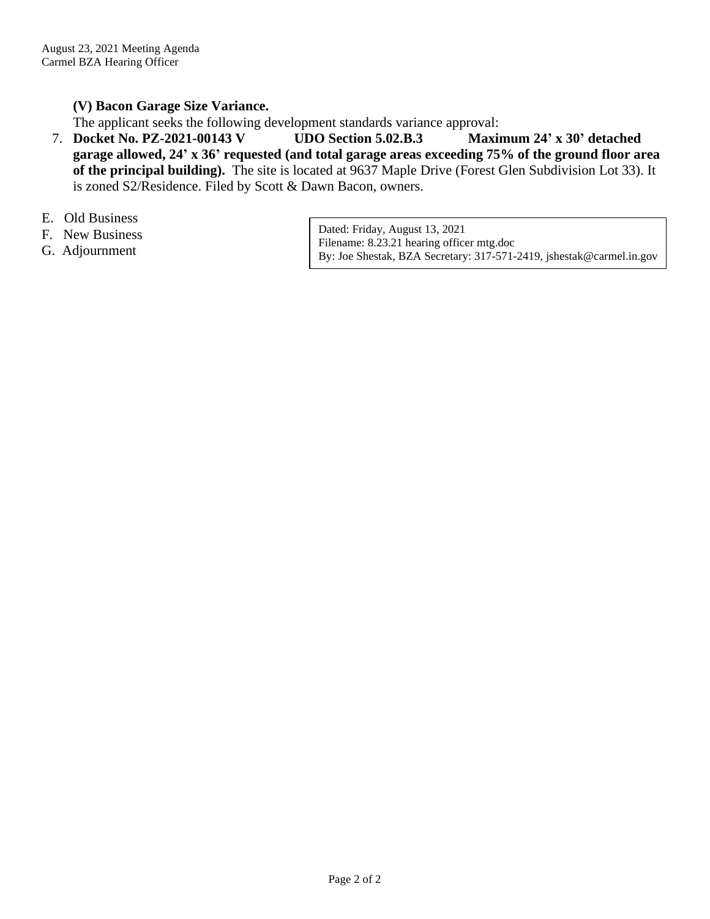**(V) Bacon Garage Size Variance.**

The applicant seeks the following development standards variance approval:

7. **Docket No. PZ-2021-00143 V UDO Section 5.02.B.3 Maximum 24' x 30' detached garage allowed, 24' x 36' requested (and total garage areas exceeding 75% of the ground floor area of the principal building).** The site is located at 9637 Maple Drive (Forest Glen Subdivision Lot 33). It is zoned S2/Residence. Filed by Scott & Dawn Bacon, owners.

E. Old Business

F. New Business

G. Adjournment

Dated: Friday, August 13, 2021
Filename: 8.23.21 hearing officer mtg.doc
By: Joe Shestak, BZA Secretary: 317-571-2419, jshestak@carmel.in.gov